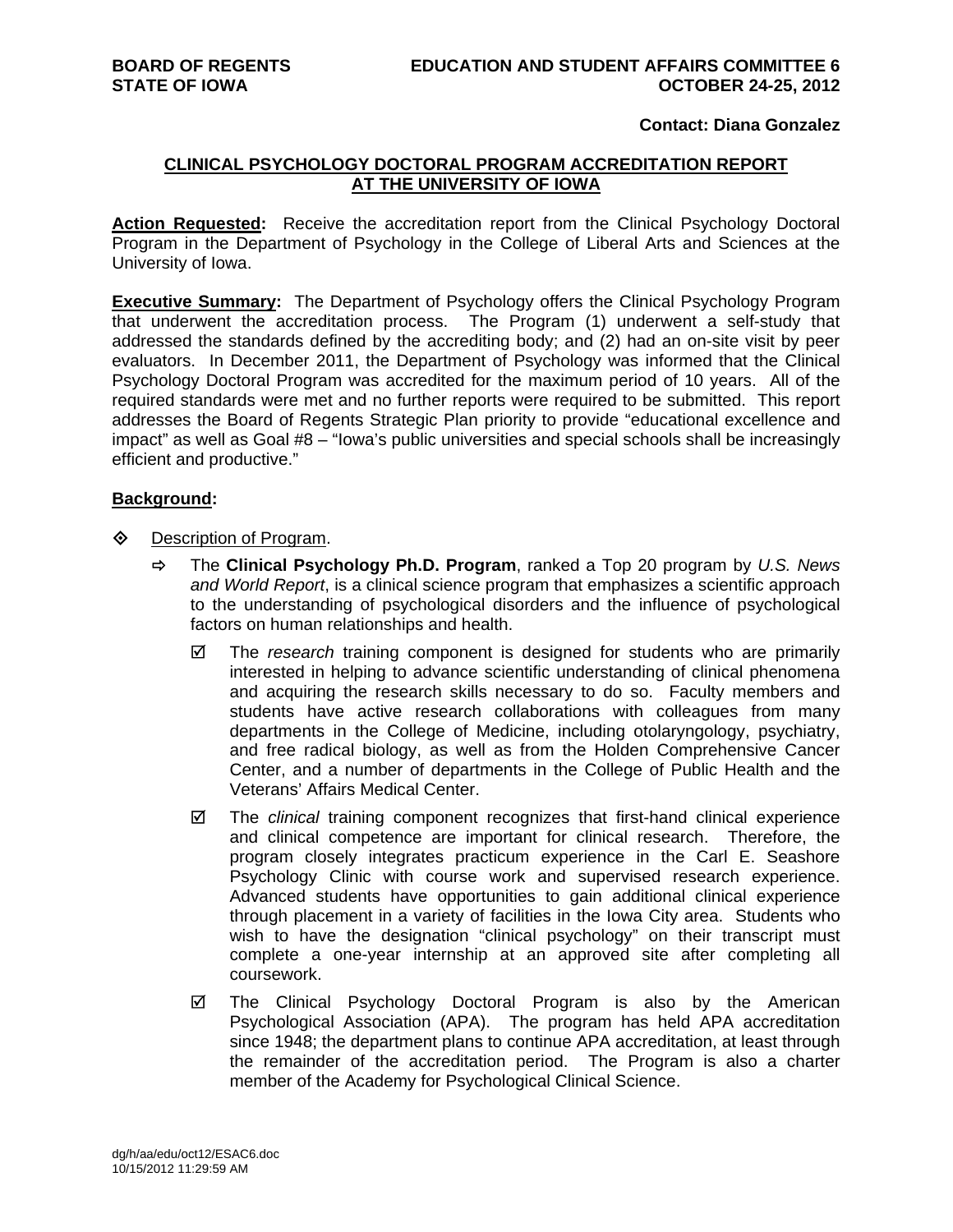**BOARD OF REGENTS**
**STATE OF IOWA**

**EDUCATION AND STUDENT AFFAIRS COMMITTEE 6**
**OCTOBER 24-25, 2012**

**Contact: Diana Gonzalez**

## CLINICAL PSYCHOLOGY DOCTORAL PROGRAM ACCREDITATION REPORT AT THE UNIVERSITY OF IOWA

**Action Requested:** Receive the accreditation report from the Clinical Psychology Doctoral Program in the Department of Psychology in the College of Liberal Arts and Sciences at the University of Iowa.

**Executive Summary:** The Department of Psychology offers the Clinical Psychology Program that underwent the accreditation process. The Program (1) underwent a self-study that addressed the standards defined by the accrediting body; and (2) had an on-site visit by peer evaluators. In December 2011, the Department of Psychology was informed that the Clinical Psychology Doctoral Program was accredited for the maximum period of 10 years. All of the required standards were met and no further reports were required to be submitted. This report addresses the Board of Regents Strategic Plan priority to provide "educational excellence and impact" as well as Goal #8 – "Iowa's public universities and special schools shall be increasingly efficient and productive."

**Background:**

- Description of Program.
  - The **Clinical Psychology Ph.D. Program**, ranked a Top 20 program by *U.S. News and World Report*, is a clinical science program that emphasizes a scientific approach to the understanding of psychological disorders and the influence of psychological factors on human relationships and health.
    - ☑ The *research* training component is designed for students who are primarily interested in helping to advance scientific understanding of clinical phenomena and acquiring the research skills necessary to do so. Faculty members and students have active research collaborations with colleagues from many departments in the College of Medicine, including otolaryngology, psychiatry, and free radical biology, as well as from the Holden Comprehensive Cancer Center, and a number of departments in the College of Public Health and the Veterans' Affairs Medical Center.
    - ☑ The *clinical* training component recognizes that first-hand clinical experience and clinical competence are important for clinical research. Therefore, the program closely integrates practicum experience in the Carl E. Seashore Psychology Clinic with course work and supervised research experience. Advanced students have opportunities to gain additional clinical experience through placement in a variety of facilities in the Iowa City area. Students who wish to have the designation "clinical psychology" on their transcript must complete a one-year internship at an approved site after completing all coursework.
    - ☑ The Clinical Psychology Doctoral Program is also by the American Psychological Association (APA). The program has held APA accreditation since 1948; the department plans to continue APA accreditation, at least through the remainder of the accreditation period. The Program is also a charter member of the Academy for Psychological Clinical Science.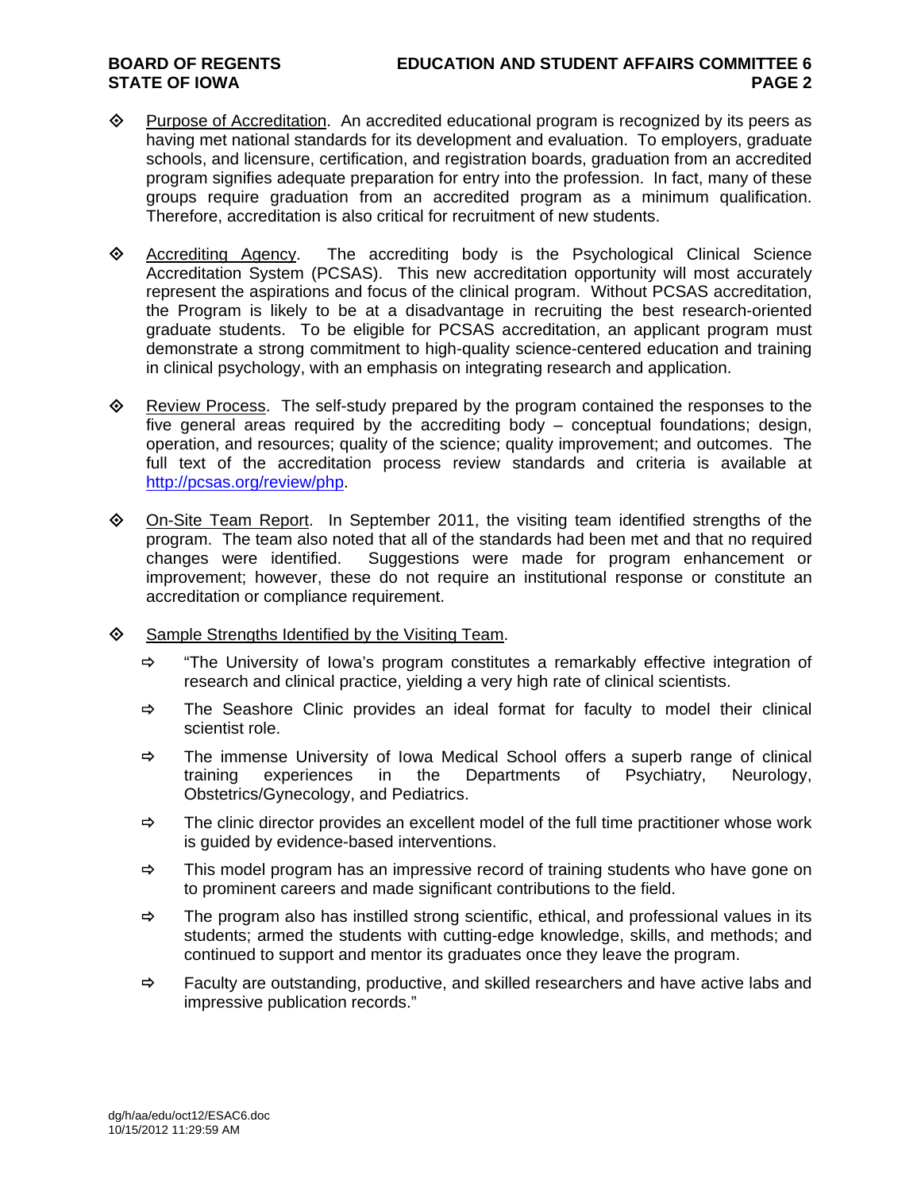- Purpose of Accreditation. An accredited educational program is recognized by its peers as having met national standards for its development and evaluation. To employers, graduate schools, and licensure, certification, and registration boards, graduation from an accredited program signifies adequate preparation for entry into the profession. In fact, many of these groups require graduation from an accredited program as a minimum qualification. Therefore, accreditation is also critical for recruitment of new students.

- Accrediting Agency. The accrediting body is the Psychological Clinical Science Accreditation System (PCSAS). This new accreditation opportunity will most accurately represent the aspirations and focus of the clinical program. Without PCSAS accreditation, the Program is likely to be at a disadvantage in recruiting the best research-oriented graduate students. To be eligible for PCSAS accreditation, an applicant program must demonstrate a strong commitment to high-quality science-centered education and training in clinical psychology, with an emphasis on integrating research and application.

- Review Process. The self-study prepared by the program contained the responses to the five general areas required by the accrediting body – conceptual foundations; design, operation, and resources; quality of the science; quality improvement; and outcomes. The full text of the accreditation process review standards and criteria is available at http://pcsas.org/review/php.

- On-Site Team Report. In September 2011, the visiting team identified strengths of the program. The team also noted that all of the standards had been met and that no required changes were identified. Suggestions were made for program enhancement or improvement; however, these do not require an institutional response or constitute an accreditation or compliance requirement.

- Sample Strengths Identified by the Visiting Team.
  - "The University of Iowa's program constitutes a remarkably effective integration of research and clinical practice, yielding a very high rate of clinical scientists.
  - The Seashore Clinic provides an ideal format for faculty to model their clinical scientist role.
  - The immense University of Iowa Medical School offers a superb range of clinical training experiences in the Departments of Psychiatry, Neurology, Obstetrics/Gynecology, and Pediatrics.
  - The clinic director provides an excellent model of the full time practitioner whose work is guided by evidence-based interventions.
  - This model program has an impressive record of training students who have gone on to prominent careers and made significant contributions to the field.
  - The program also has instilled strong scientific, ethical, and professional values in its students; armed the students with cutting-edge knowledge, skills, and methods; and continued to support and mentor its graduates once they leave the program.
  - Faculty are outstanding, productive, and skilled researchers and have active labs and impressive publication records."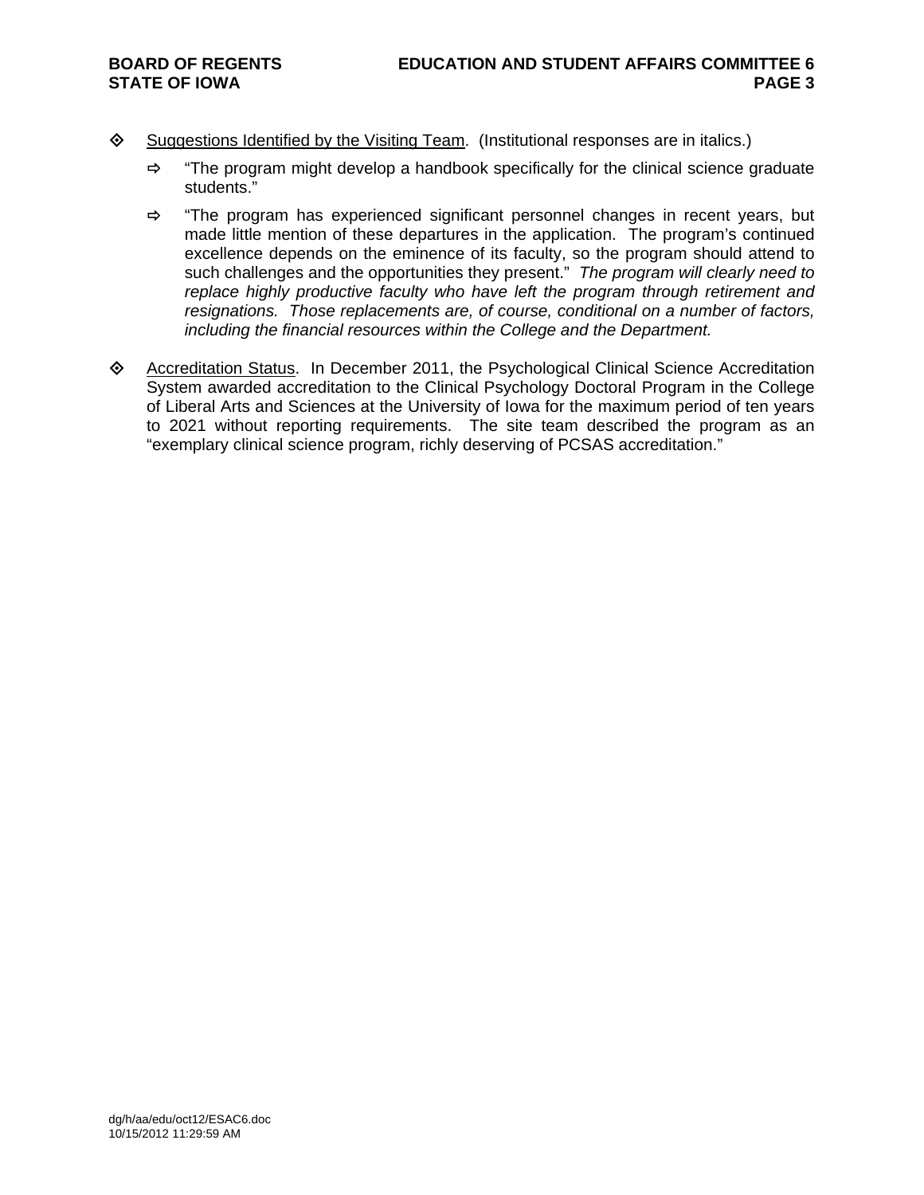- <u>Suggestions Identified by the Visiting Team</u>. (Institutional responses are in italics.)
  - "The program might develop a handbook specifically for the clinical science graduate students."
  - "The program has experienced significant personnel changes in recent years, but made little mention of these departures in the application. The program's continued excellence depends on the eminence of its faculty, so the program should attend to such challenges and the opportunities they present." *The program will clearly need to replace highly productive faculty who have left the program through retirement and resignations. Those replacements are, of course, conditional on a number of factors, including the financial resources within the College and the Department.*

- <u>Accreditation Status</u>. In December 2011, the Psychological Clinical Science Accreditation System awarded accreditation to the Clinical Psychology Doctoral Program in the College of Liberal Arts and Sciences at the University of Iowa for the maximum period of ten years to 2021 without reporting requirements. The site team described the program as an "exemplary clinical science program, richly deserving of PCSAS accreditation."

dg/h/aa/edu/oct12/ESAC6.doc
10/15/2012 11:29:59 AM